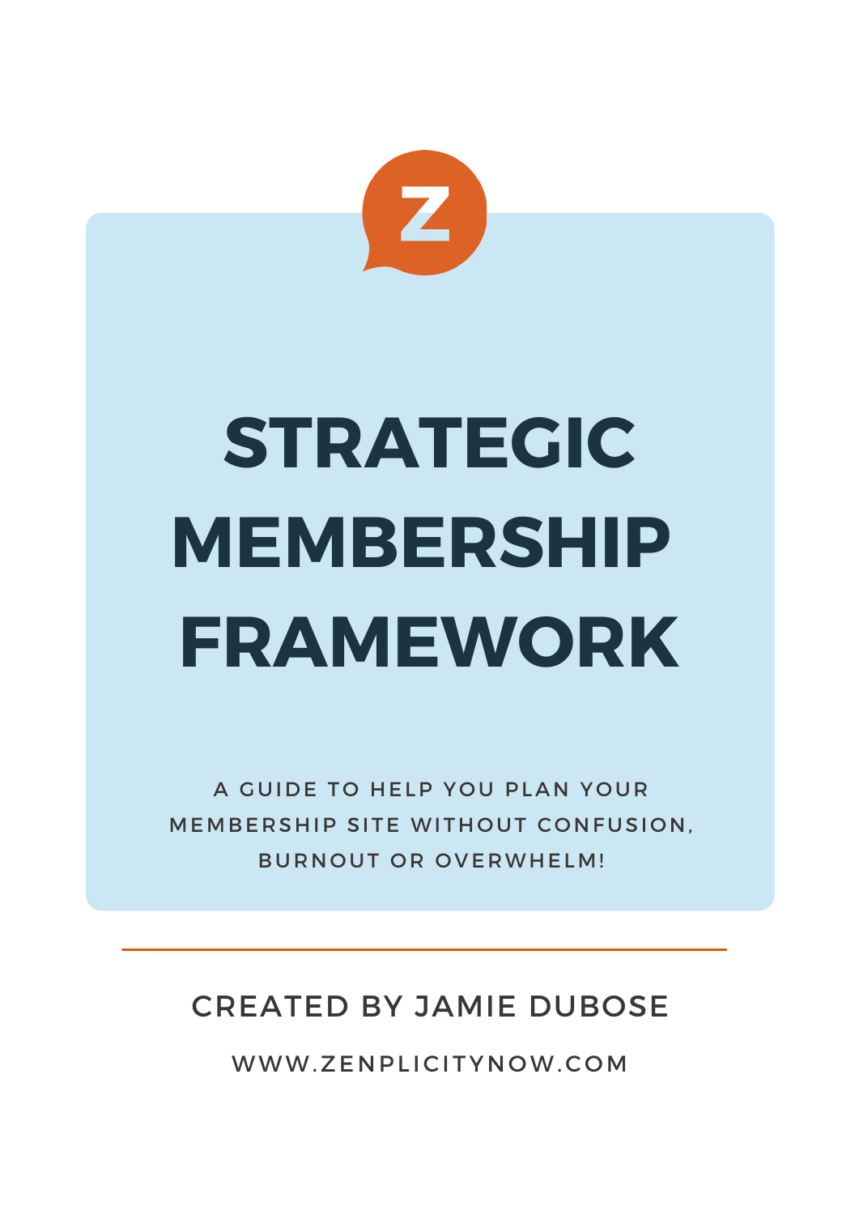# STRATEGIC MEMBERSHIP FRAMEWORK

A GUIDE TO HELP YOU PLAN YOUR MEMBERSHIP SITE WITHOUT CONFUSION, BURNOUT OR OVERWHELM!

---

CREATED BY JAMIE DUBOSE

WWW.ZENPLICITYNOW.COM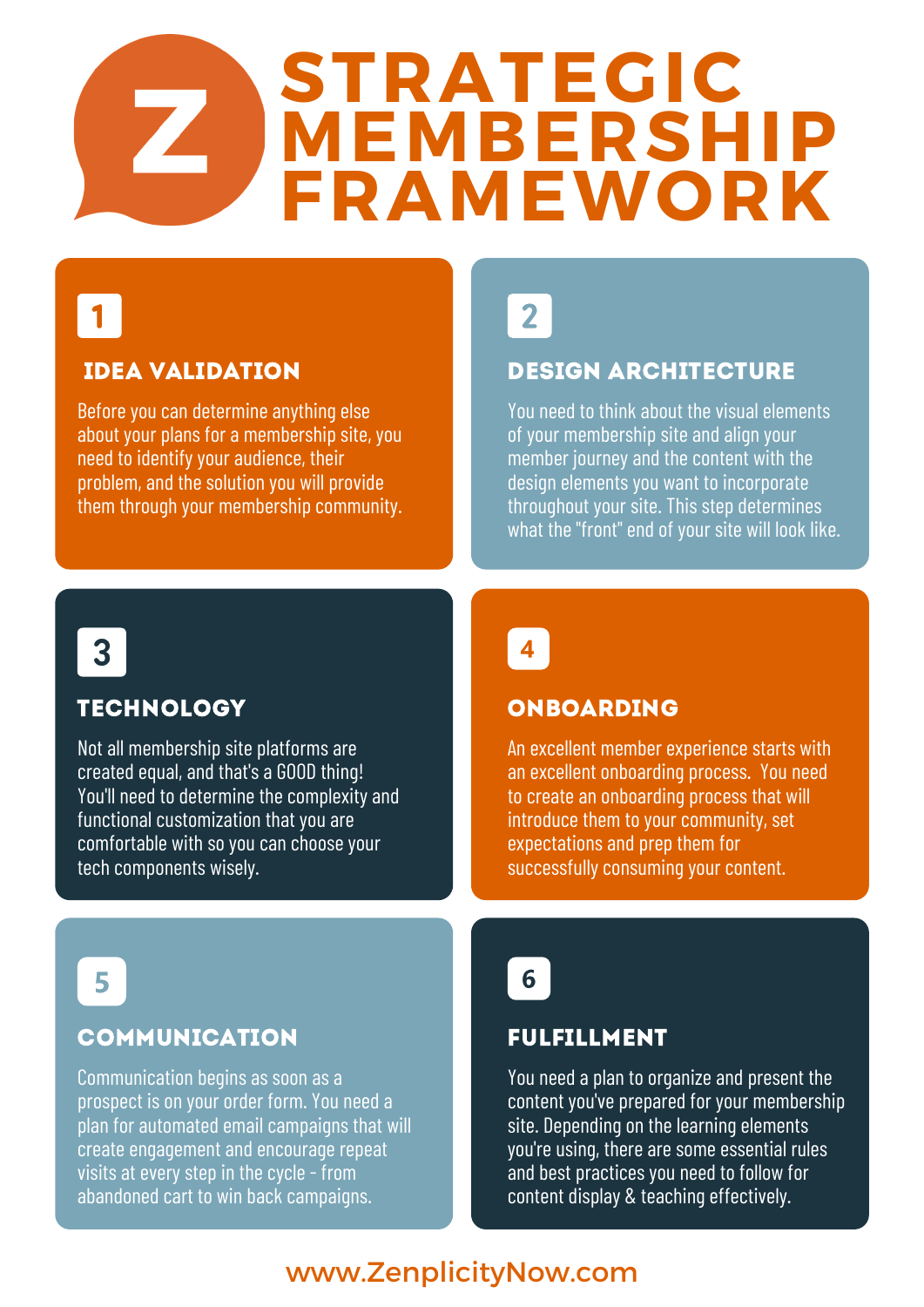# STRATEGIC MEMBERSHIP FRAMEWORK

## 1

### IDEA VALIDATION

Before you can determine anything else about your plans for a membership site, you need to identify your audience, their problem, and the solution you will provide them through your membership community.

## 2

### DESIGN ARCHITECTURE

You need to think about the visual elements of your membership site and align your member journey and the content with the design elements you want to incorporate throughout your site. This step determines what the "front" end of your site will look like.

## 3

### TECHNOLOGY

Not all membership site platforms are created equal, and that's a GOOD thing! You'll need to determine the complexity and functional customization that you are comfortable with so you can choose your tech components wisely.

## 4

### ONBOARDING

An excellent member experience starts with an excellent onboarding process. You need to create an onboarding process that will introduce them to your community, set expectations and prep them for successfully consuming your content.

## 5

### COMMUNICATION

Communication begins as soon as a prospect is on your order form. You need a plan for automated email campaigns that will create engagement and encourage repeat visits at every step in the cycle - from abandoned cart to win back campaigns.

## 6

### FULFILLMENT

You need a plan to organize and present the content you've prepared for your membership site. Depending on the learning elements you're using, there are some essential rules and best practices you need to follow for content display & teaching effectively.

www.ZenplicityNow.com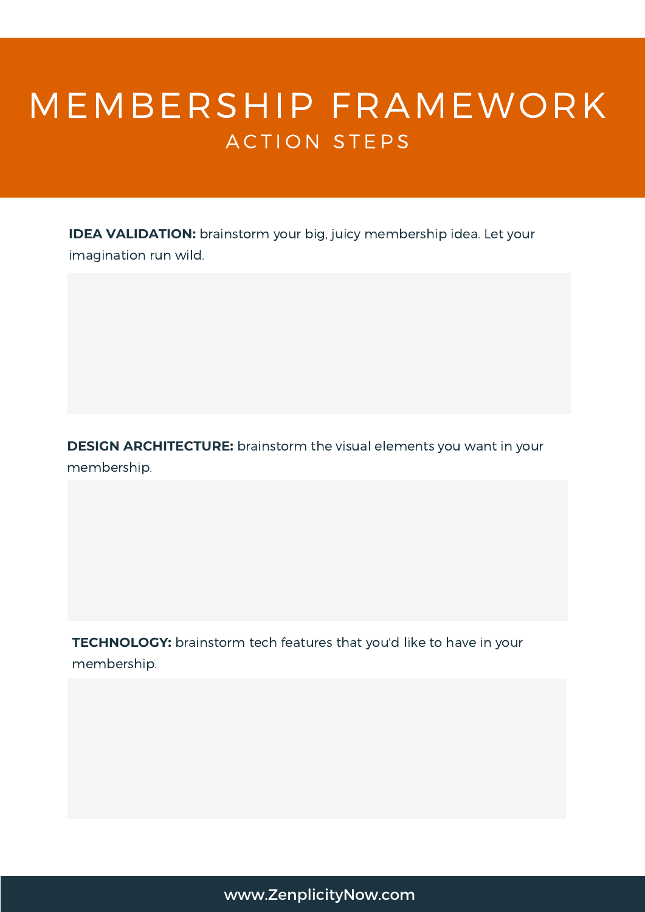# MEMBERSHIP FRAMEWORK

## ACTION STEPS

**IDEA VALIDATION:** brainstorm your big, juicy membership idea. Let your imagination run wild.

**DESIGN ARCHITECTURE:** brainstorm the visual elements you want in your membership.

**TECHNOLOGY:** brainstorm tech features that you'd like to have in your membership.

www.ZenplicityNow.com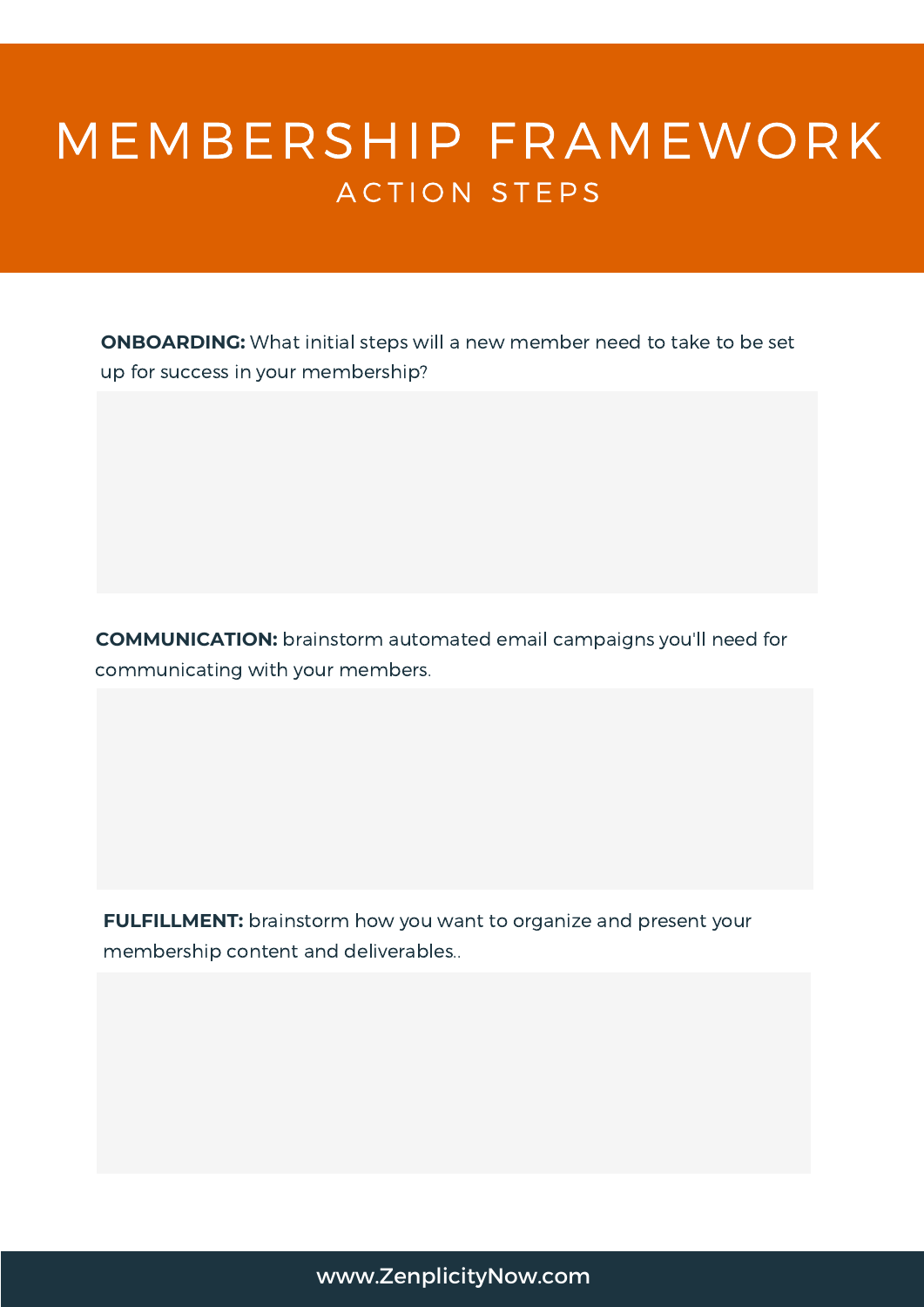# MEMBERSHIP FRAMEWORK

## ACTION STEPS

**ONBOARDING:** What initial steps will a new member need to take to be set up for success in your membership?

**COMMUNICATION:** brainstorm automated email campaigns you'll need for communicating with your members.

**FULFILLMENT:** brainstorm how you want to organize and present your membership content and deliverables..

www.ZenplicityNow.com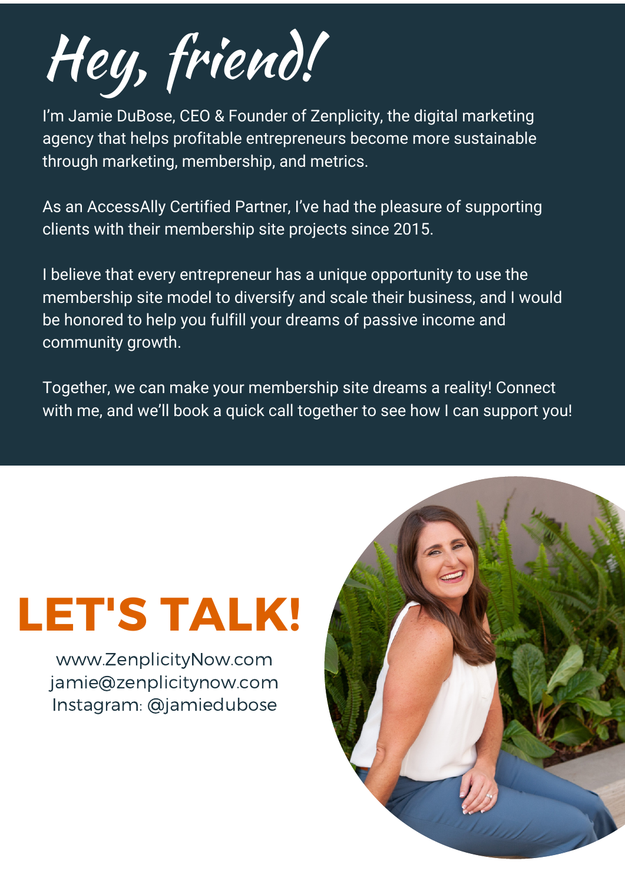# *Hey, friend!*

I'm Jamie DuBose, CEO & Founder of Zenplicity, the digital marketing agency that helps profitable entrepreneurs become more sustainable through marketing, membership, and metrics.

As an AccessAlly Certified Partner, I've had the pleasure of supporting clients with their membership site projects since 2015.

I believe that every entrepreneur has a unique opportunity to use the membership site model to diversify and scale their business, and I would be honored to help you fulfill your dreams of passive income and community growth.

Together, we can make your membership site dreams a reality! Connect with me, and we'll book a quick call together to see how I can support you!

## LET'S TALK!

www.ZenplicityNow.com
jamie@zenplicitynow.com
Instagram: @jamiedubose